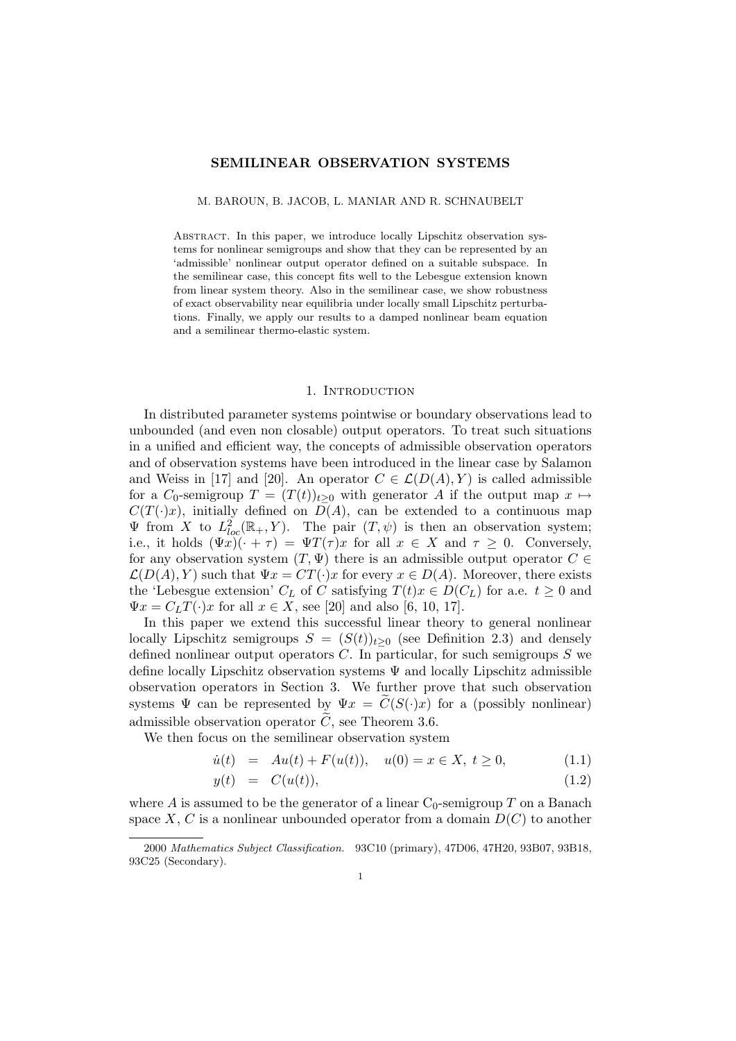# SEMILINEAR OBSERVATION SYSTEMS

M. BAROUN, B. JACOB, L. MANIAR AND R. SCHNAUBELT

ABSTRACT. In this paper, we introduce locally Lipschitz observation systems for nonlinear semigroups and show that they can be represented by an 'admissible' nonlinear output operator defined on a suitable subspace. In the semilinear case, this concept fits well to the Lebesgue extension known from linear system theory. Also in the semilinear case, we show robustness of exact observability near equilibria under locally small Lipschitz perturbations. Finally, we apply our results to a damped nonlinear beam equation and a semilinear thermo-elastic system.

## 1. Introduction

In distributed parameter systems pointwise or boundary observations lead to unbounded (and even non closable) output operators. To treat such situations in a unified and efficient way, the concepts of admissible observation operators and of observation systems have been introduced in the linear case by Salamon and Weiss in [17] and [20]. An operator $C \in \mathcal{L}(D(A), Y)$ is called admissible for a $C_0$-semigroup $T = (T(t))_{t\geq 0}$ with generator $A$ if the output map $x \mapsto C(T(\cdot)x)$, initially defined on $D(A)$, can be extended to a continuous map $\Psi$ from $X$ to $L^2_{loc}(\mathbb{R}_+, Y)$. The pair $(T, \psi)$ is then an observation system; i.e., it holds $(\Psi x)(\cdot + \tau) = \Psi T(\tau)x$ for all $x \in X$ and $\tau \geq 0$. Conversely, for any observation system $(T, \Psi)$ there is an admissible output operator $C \in \mathcal{L}(D(A), Y)$ such that $\Psi x = CT(\cdot)x$ for every $x \in D(A)$. Moreover, there exists the 'Lebesgue extension' $C_L$ of $C$ satisfying $T(t)x \in D(C_L)$ for a.e. $t \geq 0$ and $\Psi x = C_L T(\cdot)x$ for all $x \in X$, see [20] and also [6, 10, 17].

In this paper we extend this successful linear theory to general nonlinear locally Lipschitz semigroups $S = (S(t))_{t\geq 0}$ (see Definition 2.3) and densely defined nonlinear output operators $C$. In particular, for such semigroups $S$ we define locally Lipschitz observation systems $\Psi$ and locally Lipschitz admissible observation operators in Section 3. We further prove that such observation systems $\Psi$ can be represented by $\Psi x = \widetilde{C}(S(\cdot)x)$ for a (possibly nonlinear) admissible observation operator $\widetilde{C}$, see Theorem 3.6.

We then focus on the semilinear observation system

$$
\begin{aligned}
\dot{u}(t) &= Au(t) + F(u(t)), \quad u(0) = x \in X,\ t \geq 0, && (1.1)\\
y(t) &= C(u(t)), && (1.2)
\end{aligned}
$$

where $A$ is assumed to be the generator of a linear $C_0$-semigroup $T$ on a Banach space $X$, $C$ is a nonlinear unbounded operator from a domain $D(C)$ to another

---

2000 *Mathematics Subject Classification.* 93C10 (primary), 47D06, 47H20, 93B07, 93B18, 93C25 (Secondary).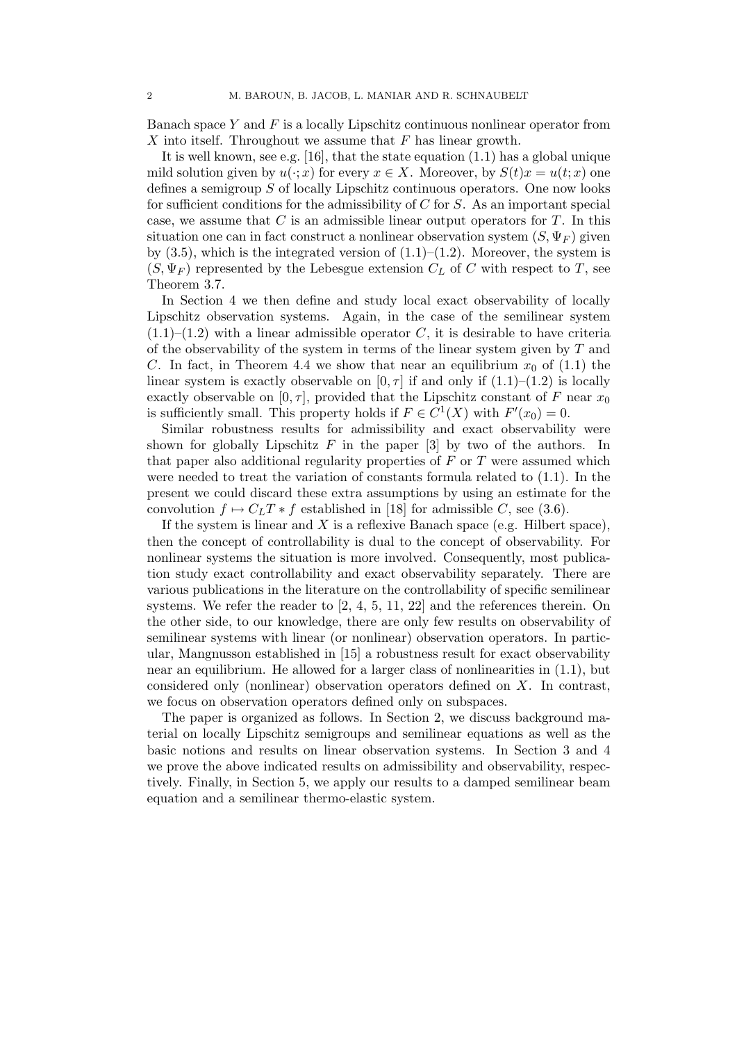Banach space $Y$ and $F$ is a locally Lipschitz continuous nonlinear operator from $X$ into itself. Throughout we assume that $F$ has linear growth.

It is well known, see e.g. [16], that the state equation (1.1) has a global unique mild solution given by $u(\cdot; x)$ for every $x \in X$. Moreover, by $S(t)x = u(t; x)$ one defines a semigroup $S$ of locally Lipschitz continuous operators. One now looks for sufficient conditions for the admissibility of $C$ for $S$. As an important special case, we assume that $C$ is an admissible linear output operators for $T$. In this situation one can in fact construct a nonlinear observation system $(S, \Psi_F)$ given by (3.5), which is the integrated version of (1.1)–(1.2). Moreover, the system is $(S, \Psi_F)$ represented by the Lebesgue extension $C_L$ of $C$ with respect to $T$, see Theorem 3.7.

In Section 4 we then define and study local exact observability of locally Lipschitz observation systems. Again, in the case of the semilinear system (1.1)–(1.2) with a linear admissible operator $C$, it is desirable to have criteria of the observability of the system in terms of the linear system given by $T$ and $C$. In fact, in Theorem 4.4 we show that near an equilibrium $x_0$ of (1.1) the linear system is exactly observable on $[0, \tau]$ if and only if (1.1)–(1.2) is locally exactly observable on $[0, \tau]$, provided that the Lipschitz constant of $F$ near $x_0$ is sufficiently small. This property holds if $F \in C^1(X)$ with $F'(x_0) = 0$.

Similar robustness results for admissibility and exact observability were shown for globally Lipschitz $F$ in the paper [3] by two of the authors. In that paper also additional regularity properties of $F$ or $T$ were assumed which were needed to treat the variation of constants formula related to (1.1). In the present we could discard these extra assumptions by using an estimate for the convolution $f \mapsto C_L T * f$ established in [18] for admissible $C$, see (3.6).

If the system is linear and $X$ is a reflexive Banach space (e.g. Hilbert space), then the concept of controllability is dual to the concept of observability. For nonlinear systems the situation is more involved. Consequently, most publication study exact controllability and exact observability separately. There are various publications in the literature on the controllability of specific semilinear systems. We refer the reader to [2, 4, 5, 11, 22] and the references therein. On the other side, to our knowledge, there are only few results on observability of semilinear systems with linear (or nonlinear) observation operators. In particular, Mangnusson established in [15] a robustness result for exact observability near an equilibrium. He allowed for a larger class of nonlinearities in (1.1), but considered only (nonlinear) observation operators defined on $X$. In contrast, we focus on observation operators defined only on subspaces.

The paper is organized as follows. In Section 2, we discuss background material on locally Lipschitz semigroups and semilinear equations as well as the basic notions and results on linear observation systems. In Section 3 and 4 we prove the above indicated results on admissibility and observability, respectively. Finally, in Section 5, we apply our results to a damped semilinear beam equation and a semilinear thermo-elastic system.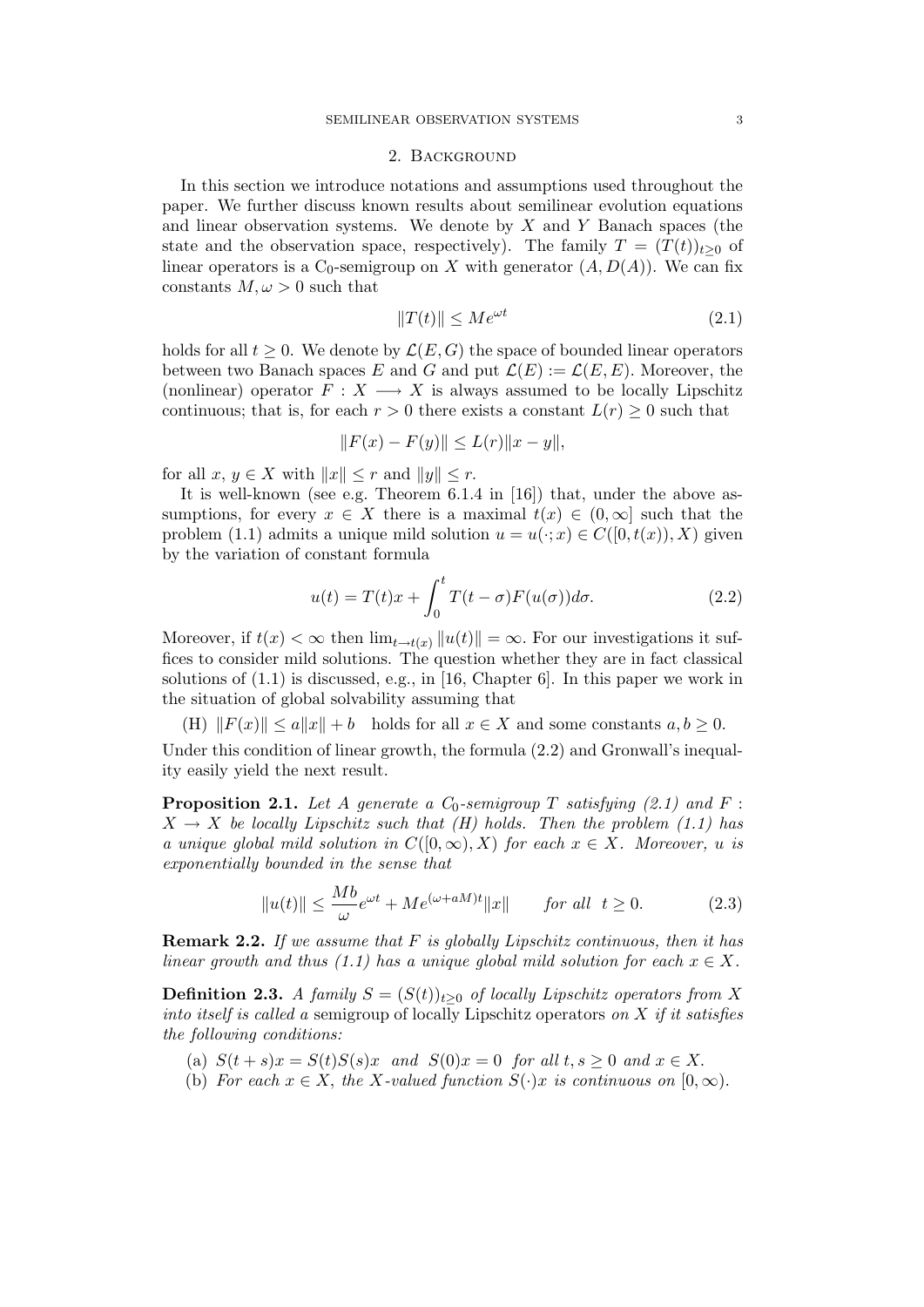## 2. Background

In this section we introduce notations and assumptions used throughout the paper. We further discuss known results about semilinear evolution equations and linear observation systems. We denote by $X$ and $Y$ Banach spaces (the state and the observation space, respectively). The family $T = (T(t))_{t\geq 0}$ of linear operators is a $C_0$-semigroup on $X$ with generator $(A, D(A))$. We can fix constants $M, \omega > 0$ such that

$$\|T(t)\| \leq Me^{\omega t} \tag{2.1}$$

holds for all $t \geq 0$. We denote by $\mathcal{L}(E, G)$ the space of bounded linear operators between two Banach spaces $E$ and $G$ and put $\mathcal{L}(E) := \mathcal{L}(E, E)$. Moreover, the (nonlinear) operator $F : X \longrightarrow X$ is always assumed to be locally Lipschitz continuous; that is, for each $r > 0$ there exists a constant $L(r) \geq 0$ such that

$$\|F(x) - F(y)\| \leq L(r)\|x - y\|,$$

for all $x, y \in X$ with $\|x\| \leq r$ and $\|y\| \leq r$.

It is well-known (see e.g. Theorem 6.1.4 in [16]) that, under the above assumptions, for every $x \in X$ there is a maximal $t(x) \in (0, \infty]$ such that the problem (1.1) admits a unique mild solution $u = u(\cdot; x) \in C([0, t(x)), X)$ given by the variation of constant formula

$$u(t) = T(t)x + \int_0^t T(t - \sigma)F(u(\sigma))d\sigma. \tag{2.2}$$

Moreover, if $t(x) < \infty$ then $\lim_{t\to t(x)} \|u(t)\| = \infty$. For our investigations it suffices to consider mild solutions. The question whether they are in fact classical solutions of (1.1) is discussed, e.g., in [16, Chapter 6]. In this paper we work in the situation of global solvability assuming that

(H) $\|F(x)\| \leq a\|x\| + b$ holds for all $x \in X$ and some constants $a, b \geq 0$.

Under this condition of linear growth, the formula (2.2) and Gronwall's inequality easily yield the next result.

**Proposition 2.1.** *Let $A$ generate a $C_0$-semigroup $T$ satisfying (2.1) and $F : X \to X$ be locally Lipschitz such that (H) holds. Then the problem (1.1) has a unique global mild solution in $C([0, \infty), X)$ for each $x \in X$. Moreover, $u$ is exponentially bounded in the sense that*

$$\|u(t)\| \leq \frac{Mb}{\omega}e^{\omega t} + Me^{(\omega+aM)t}\|x\| \qquad \textit{for all} \ \ t \geq 0. \tag{2.3}$$

**Remark 2.2.** *If we assume that $F$ is globally Lipschitz continuous, then it has linear growth and thus (1.1) has a unique global mild solution for each $x \in X$.*

**Definition 2.3.** *A family $S = (S(t))_{t\geq 0}$ of locally Lipschitz operators from $X$ into itself is called a* semigroup of locally Lipschitz operators *on $X$ if it satisfies the following conditions:*

(a) *$S(t + s)x = S(t)S(s)x$ and $S(0)x = 0$ for all $t, s \geq 0$ and $x \in X$.*

(b) *For each $x \in X$, the $X$-valued function $S(\cdot)x$ is continuous on $[0, \infty)$.*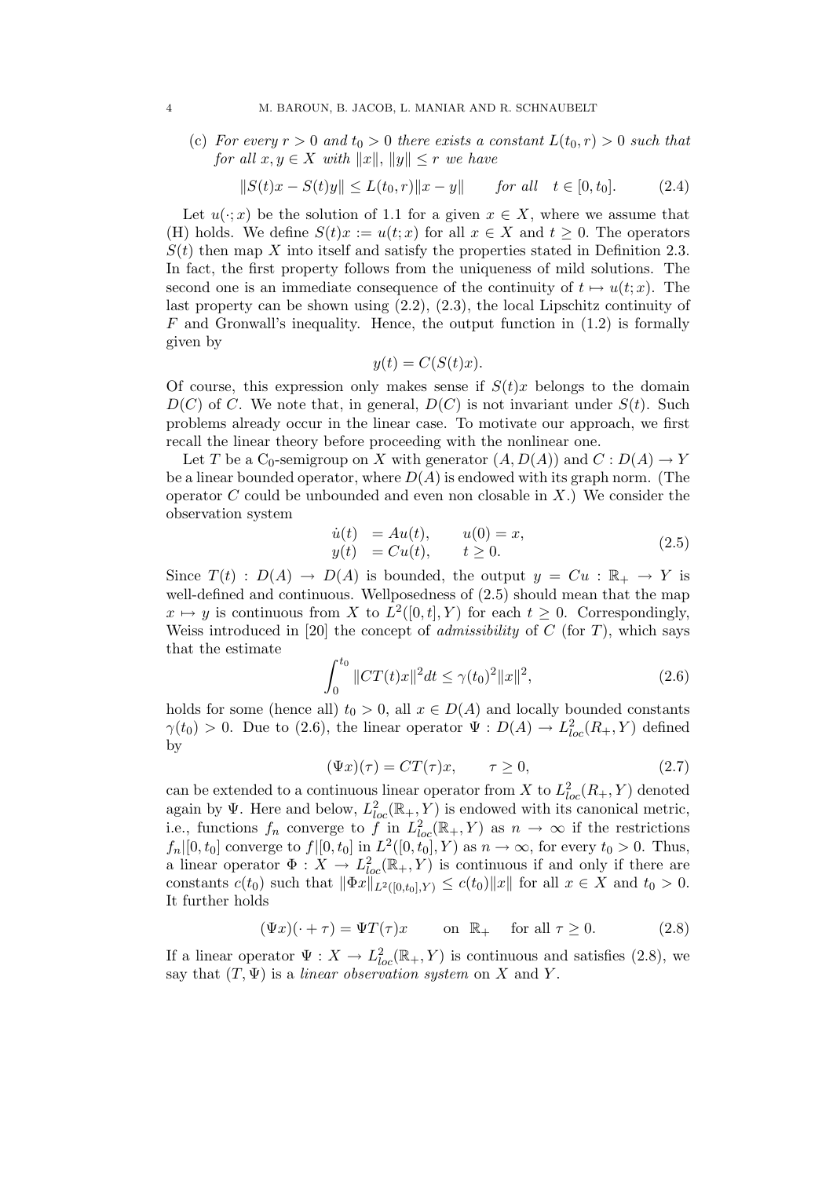(c) *For every $r > 0$ and $t_0 > 0$ there exists a constant $L(t_0, r) > 0$ such that for all $x, y \in X$ with $\|x\|$, $\|y\| \le r$ we have*

$$\|S(t)x - S(t)y\| \le L(t_0, r)\|x - y\| \qquad \text{for all} \quad t \in [0, t_0]. \tag{2.4}$$

Let $u(\cdot; x)$ be the solution of 1.1 for a given $x \in X$, where we assume that (H) holds. We define $S(t)x := u(t; x)$ for all $x \in X$ and $t \ge 0$. The operators $S(t)$ then map $X$ into itself and satisfy the properties stated in Definition 2.3. In fact, the first property follows from the uniqueness of mild solutions. The second one is an immediate consequence of the continuity of $t \mapsto u(t; x)$. The last property can be shown using (2.2), (2.3), the local Lipschitz continuity of $F$ and Gronwall's inequality. Hence, the output function in (1.2) is formally given by

$$y(t) = C(S(t)x).$$

Of course, this expression only makes sense if $S(t)x$ belongs to the domain $D(C)$ of $C$. We note that, in general, $D(C)$ is not invariant under $S(t)$. Such problems already occur in the linear case. To motivate our approach, we first recall the linear theory before proceeding with the nonlinear one.

Let $T$ be a $C_0$-semigroup on $X$ with generator $(A, D(A))$ and $C : D(A) \to Y$ be a linear bounded operator, where $D(A)$ is endowed with its graph norm. (The operator $C$ could be unbounded and even non closable in $X$.) We consider the observation system

$$\begin{aligned} \dot{u}(t) &= Au(t), \qquad u(0) = x, \\ y(t) &= Cu(t), \qquad t \ge 0. \end{aligned} \tag{2.5}$$

Since $T(t) : D(A) \to D(A)$ is bounded, the output $y = Cu : \mathbb{R}_+ \to Y$ is well-defined and continuous. Wellposedness of (2.5) should mean that the map $x \mapsto y$ is continuous from $X$ to $L^2([0, t], Y)$ for each $t \ge 0$. Correspondingly, Weiss introduced in [20] the concept of *admissibility* of $C$ (for $T$), which says that the estimate

$$\int_0^{t_0} \|CT(t)x\|^2 dt \le \gamma(t_0)^2 \|x\|^2, \tag{2.6}$$

holds for some (hence all) $t_0 > 0$, all $x \in D(A)$ and locally bounded constants $\gamma(t_0) > 0$. Due to (2.6), the linear operator $\Psi : D(A) \to L^2_{loc}(R_+, Y)$ defined by

$$(\Psi x)(\tau) = CT(\tau)x, \qquad \tau \ge 0, \tag{2.7}$$

can be extended to a continuous linear operator from $X$ to $L^2_{loc}(R_+, Y)$ denoted again by $\Psi$. Here and below, $L^2_{loc}(\mathbb{R}_+, Y)$ is endowed with its canonical metric, i.e., functions $f_n$ converge to $f$ in $L^2_{loc}(\mathbb{R}_+, Y)$ as $n \to \infty$ if the restrictions $f_n|[0, t_0]$ converge to $f|[0, t_0]$ in $L^2([0, t_0], Y)$ as $n \to \infty$, for every $t_0 > 0$. Thus, a linear operator $\Phi : X \to L^2_{loc}(\mathbb{R}_+, Y)$ is continuous if and only if there are constants $c(t_0)$ such that $\|\Phi x\|_{L^2([0,t_0],Y)} \le c(t_0)\|x\|$ for all $x \in X$ and $t_0 > 0$. It further holds

$$(\Psi x)(\cdot + \tau) = \Psi T(\tau)x \qquad \text{on} \;\; \mathbb{R}_+ \quad \text{for all } \tau \ge 0. \tag{2.8}$$

If a linear operator $\Psi : X \to L^2_{loc}(\mathbb{R}_+, Y)$ is continuous and satisfies (2.8), we say that $(T, \Psi)$ is a *linear observation system* on $X$ and $Y$.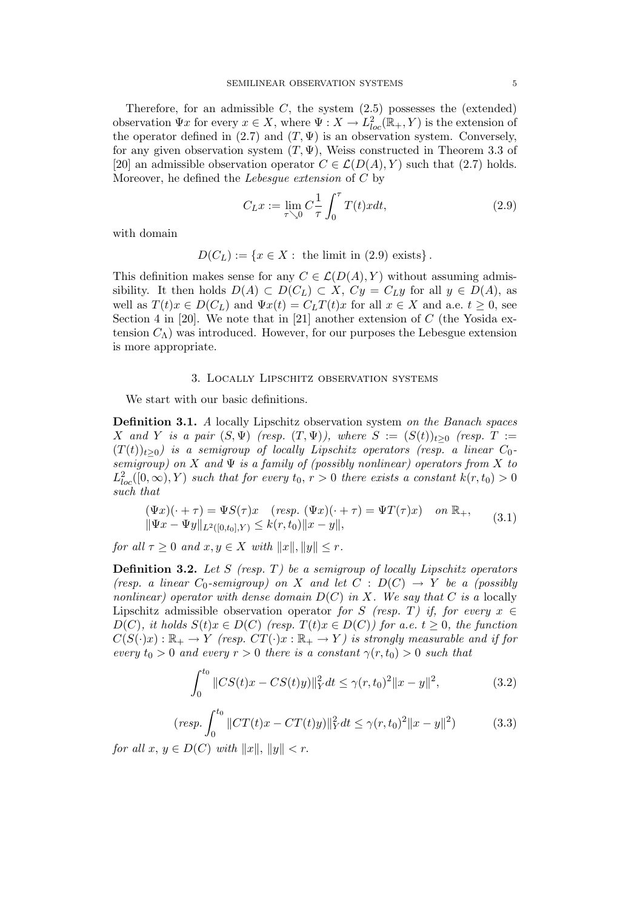Therefore, for an admissible $C$, the system (2.5) possesses the (extended) observation $\Psi x$ for every $x \in X$, where $\Psi : X \to L^2_{loc}(\mathbb{R}_+, Y)$ is the extension of the operator defined in (2.7) and $(T, \Psi)$ is an observation system. Conversely, for any given observation system $(T, \Psi)$, Weiss constructed in Theorem 3.3 of [20] an admissible observation operator $C \in \mathcal{L}(D(A), Y)$ such that (2.7) holds. Moreover, he defined the *Lebesgue extension* of $C$ by

$$C_L x := \lim_{\tau \searrow 0} C \frac{1}{\tau} \int_0^\tau T(t) x dt, \tag{2.9}$$

with domain

$$D(C_L) := \{x \in X : \text{ the limit in (2.9) exists}\}.$$

This definition makes sense for any $C \in \mathcal{L}(D(A), Y)$ without assuming admissibility. It then holds $D(A) \subset D(C_L) \subset X$, $Cy = C_L y$ for all $y \in D(A)$, as well as $T(t)x \in D(C_L)$ and $\Psi x(t) = C_L T(t) x$ for all $x \in X$ and a.e. $t \geq 0$, see Section 4 in [20]. We note that in [21] another extension of $C$ (the Yosida extension $C_\Lambda$) was introduced. However, for our purposes the Lebesgue extension is more appropriate.

## 3. Locally Lipschitz observation systems

We start with our basic definitions.

**Definition 3.1.** *A* locally Lipschitz observation system *on the Banach spaces $X$ and $Y$ is a pair $(S, \Psi)$ (resp. $(T, \Psi)$), where $S := (S(t))_{t \geq 0}$ (resp. $T := (T(t))_{t \geq 0}$) is a semigroup of locally Lipschitz operators (resp. a linear $C_0$-semigroup) on $X$ and $\Psi$ is a family of (possibly nonlinear) operators from $X$ to $L^2_{loc}([0, \infty), Y)$ such that for every $t_0$, $r > 0$ there exists a constant $k(r, t_0) > 0$ such that*

$$\begin{aligned} &(\Psi x)(\cdot + \tau) = \Psi S(\tau) x \quad (\text{resp. } (\Psi x)(\cdot + \tau) = \Psi T(\tau) x) \quad \text{on } \mathbb{R}_+, \\ &\|\Psi x - \Psi y\|_{L^2([0,t_0],Y)} \leq k(r, t_0) \|x - y\|, \end{aligned} \tag{3.1}$$

*for all $\tau \geq 0$ and $x, y \in X$ with $\|x\|, \|y\| \leq r$.*

**Definition 3.2.** *Let $S$ (resp. $T$) be a semigroup of locally Lipschitz operators (resp. a linear $C_0$-semigroup) on $X$ and let $C : D(C) \to Y$ be a (possibly nonlinear) operator with dense domain $D(C)$ in $X$. We say that $C$ is a* locally Lipschitz admissible observation operator *for $S$ (resp. $T$) if, for every $x \in D(C)$, it holds $S(t)x \in D(C)$ (resp. $T(t)x \in D(C)$) for a.e. $t \geq 0$, the function $C(S(\cdot)x) : \mathbb{R}_+ \to Y$ (resp. $CT(\cdot)x : \mathbb{R}_+ \to Y$) is strongly measurable and if for every $t_0 > 0$ and every $r > 0$ there is a constant $\gamma(r, t_0) > 0$ such that*

$$\int_0^{t_0} \|CS(t)x - CS(t)y)\|_Y^2 dt \leq \gamma(r, t_0)^2 \|x - y\|^2, \tag{3.2}$$

$$(\text{resp. } \int_0^{t_0} \|CT(t)x - CT(t)y)\|_Y^2 dt \leq \gamma(r, t_0)^2 \|x - y\|^2) \tag{3.3}$$

*for all $x$, $y \in D(C)$ with $\|x\|$, $\|y\| < r$.*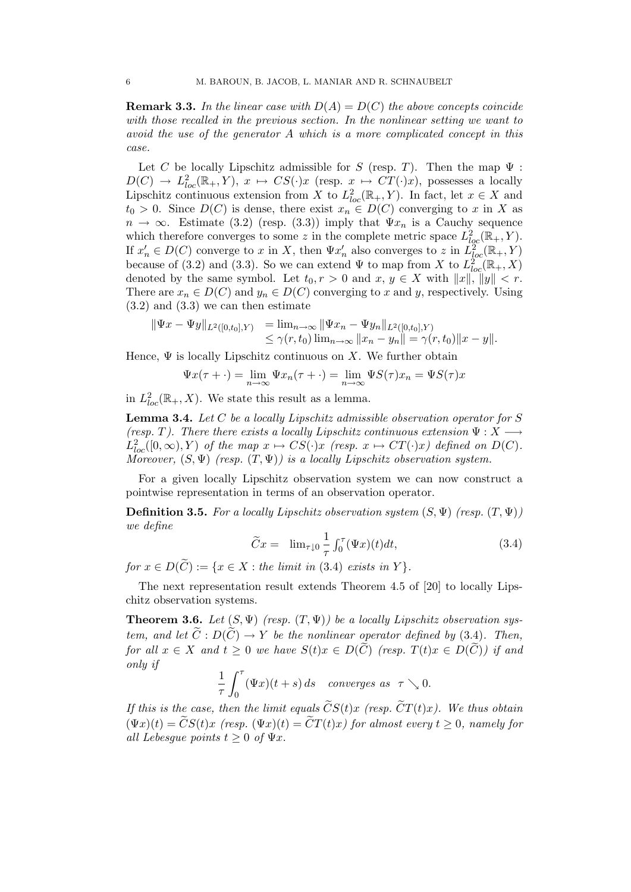**Remark 3.3.** *In the linear case with $D(A) = D(C)$ the above concepts coincide with those recalled in the previous section. In the nonlinear setting we want to avoid the use of the generator $A$ which is a more complicated concept in this case.*

Let $C$ be locally Lipschitz admissible for $S$ (resp. $T$). Then the map $\Psi : D(C) \to L^2_{loc}(\mathbb{R}_+, Y)$, $x \mapsto CS(\cdot)x$ (resp. $x \mapsto CT(\cdot)x$), possesses a locally Lipschitz continuous extension from $X$ to $L^2_{loc}(\mathbb{R}_+, Y)$. In fact, let $x \in X$ and $t_0 > 0$. Since $D(C)$ is dense, there exist $x_n \in D(C)$ converging to $x$ in $X$ as $n \to \infty$. Estimate (3.2) (resp. (3.3)) imply that $\Psi x_n$ is a Cauchy sequence which therefore converges to some $z$ in the complete metric space $L^2_{loc}(\mathbb{R}_+, Y)$. If $x'_n \in D(C)$ converge to $x$ in $X$, then $\Psi x'_n$ also converges to $z$ in $L^2_{loc}(\mathbb{R}_+, Y)$ because of (3.2) and (3.3). So we can extend $\Psi$ to map from $X$ to $L^2_{loc}(\mathbb{R}_+, X)$ denoted by the same symbol. Let $t_0, r > 0$ and $x, y \in X$ with $\|x\|, \|y\| < r$. There are $x_n \in D(C)$ and $y_n \in D(C)$ converging to $x$ and $y$, respectively. Using (3.2) and (3.3) we can then estimate

$$
\begin{aligned}
\|\Psi x - \Psi y\|_{L^2([0,t_0],Y)} &= \lim_{n\to\infty} \|\Psi x_n - \Psi y_n\|_{L^2([0,t_0],Y)} \\
&\leq \gamma(r, t_0) \lim_{n\to\infty} \|x_n - y_n\| = \gamma(r, t_0)\|x - y\|.
\end{aligned}
$$

Hence, $\Psi$ is locally Lipschitz continuous on $X$. We further obtain

$$
\Psi x(\tau + \cdot) = \lim_{n\to\infty} \Psi x_n(\tau + \cdot) = \lim_{n\to\infty} \Psi S(\tau)x_n = \Psi S(\tau)x
$$

in $L^2_{loc}(\mathbb{R}_+, X)$. We state this result as a lemma.

**Lemma 3.4.** *Let $C$ be a locally Lipschitz admissible observation operator for $S$ (resp. $T$). There there exists a locally Lipschitz continuous extension $\Psi : X \longrightarrow L^2_{loc}([0, \infty), Y)$ of the map $x \mapsto CS(\cdot)x$ (resp. $x \mapsto CT(\cdot)x$) defined on $D(C)$. Moreover, $(S, \Psi)$ (resp. $(T, \Psi)$) is a locally Lipschitz observation system.*

For a given locally Lipschitz observation system we can now construct a pointwise representation in terms of an observation operator.

**Definition 3.5.** *For a locally Lipschitz observation system $(S, \Psi)$ (resp. $(T, \Psi)$) we define*

$$
\widetilde{C}x = \lim_{\tau\downarrow 0} \frac{1}{\tau} \int_0^\tau (\Psi x)(t)dt, \tag{3.4}
$$

*for $x \in D(\widetilde{C}) := \{x \in X : \text{the limit in (3.4) exists in } Y\}$.*

The next representation result extends Theorem 4.5 of [20] to locally Lipschitz observation systems.

**Theorem 3.6.** *Let $(S, \Psi)$ (resp. $(T, \Psi)$) be a locally Lipschitz observation system, and let $\widetilde{C} : D(\widetilde{C}) \to Y$ be the nonlinear operator defined by (3.4). Then, for all $x \in X$ and $t \geq 0$ we have $S(t)x \in D(\widetilde{C})$ (resp. $T(t)x \in D(\widetilde{C})$) if and only if*

$$
\frac{1}{\tau} \int_0^\tau (\Psi x)(t + s)\, ds \quad \text{converges as} \quad \tau \searrow 0.
$$

*If this is the case, then the limit equals $\widetilde{C}S(t)x$ (resp. $\widetilde{C}T(t)x$). We thus obtain $(\Psi x)(t) = \widetilde{C}S(t)x$ (resp. $(\Psi x)(t) = \widetilde{C}T(t)x$) for almost every $t \geq 0$, namely for all Lebesgue points $t \geq 0$ of $\Psi x$.*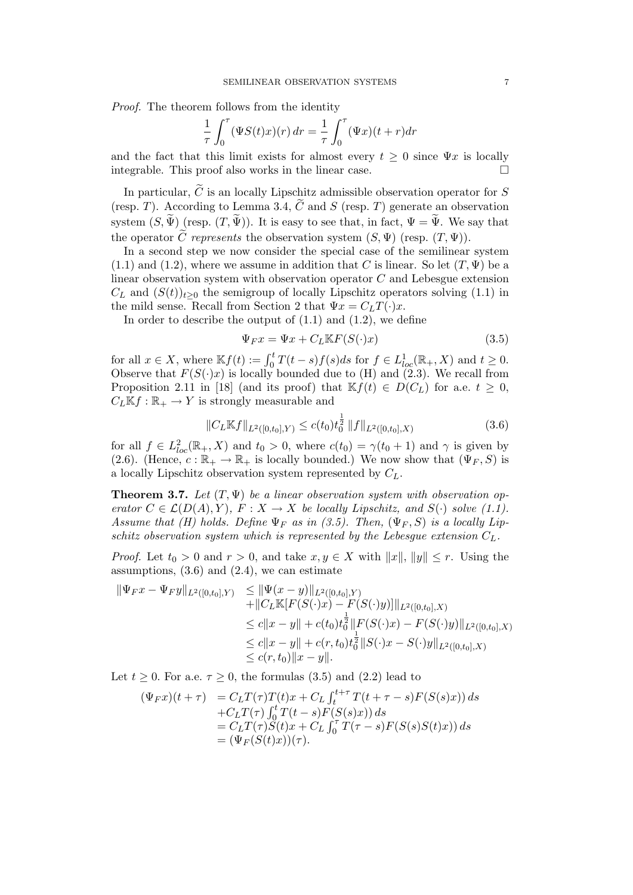*Proof.* The theorem follows from the identity

$$\frac{1}{\tau}\int_0^\tau (\Psi S(t)x)(r)\,dr = \frac{1}{\tau}\int_0^\tau (\Psi x)(t+r)dr$$

and the fact that this limit exists for almost every $t \geq 0$ since $\Psi x$ is locally integrable. This proof also works in the linear case. $\square$

In particular, $\widetilde{C}$ is an locally Lipschitz admissible observation operator for $S$ (resp. $T$). According to Lemma 3.4, $\widetilde{C}$ and $S$ (resp. $T$) generate an observation system $(S, \widetilde{\Psi})$ (resp. $(T, \widetilde{\Psi})$). It is easy to see that, in fact, $\Psi = \widetilde{\Psi}$. We say that the operator $\widetilde{C}$ *represents* the observation system $(S, \Psi)$ (resp. $(T, \Psi)$).

In a second step we now consider the special case of the semilinear system (1.1) and (1.2), where we assume in addition that $C$ is linear. So let $(T, \Psi)$ be a linear observation system with observation operator $C$ and Lebesgue extension $C_L$ and $(S(t))_{t\geq 0}$ the semigroup of locally Lipschitz operators solving (1.1) in the mild sense. Recall from Section 2 that $\Psi x = C_L T(\cdot)x$.

In order to describe the output of (1.1) and (1.2), we define

$$\Psi_F x = \Psi x + C_L \mathbb{K} F(S(\cdot)x) \tag{3.5}$$

for all $x \in X$, where $\mathbb{K}f(t) := \int_0^t T(t-s)f(s)ds$ for $f \in L^1_{loc}(\mathbb{R}_+, X)$ and $t \geq 0$. Observe that $F(S(\cdot)x)$ is locally bounded due to (H) and (2.3). We recall from Proposition 2.11 in [18] (and its proof) that $\mathbb{K}f(t) \in D(C_L)$ for a.e. $t \geq 0$, $C_L\mathbb{K}f : \mathbb{R}_+ \to Y$ is strongly measurable and

$$\|C_L \mathbb{K} f\|_{L^2([0,t_0],Y)} \leq c(t_0) t_0^{\frac{1}{2}} \|f\|_{L^2([0,t_0],X)} \tag{3.6}$$

for all $f \in L^2_{loc}(\mathbb{R}_+, X)$ and $t_0 > 0$, where $c(t_0) = \gamma(t_0 + 1)$ and $\gamma$ is given by (2.6). (Hence, $c : \mathbb{R}_+ \to \mathbb{R}_+$ is locally bounded.) We now show that $(\Psi_F, S)$ is a locally Lipschitz observation system represented by $C_L$.

**Theorem 3.7.** *Let $(T, \Psi)$ be a linear observation system with observation operator $C \in \mathcal{L}(D(A), Y)$, $F : X \to X$ be locally Lipschitz, and $S(\cdot)$ solve (1.1). Assume that (H) holds. Define $\Psi_F$ as in (3.5). Then, $(\Psi_F, S)$ is a locally Lipschitz observation system which is represented by the Lebesgue extension $C_L$.*

*Proof.* Let $t_0 > 0$ and $r > 0$, and take $x, y \in X$ with $\|x\|, \|y\| \leq r$. Using the assumptions, (3.6) and (2.4), we can estimate

$$\begin{aligned}
\|\Psi_F x - \Psi_F y\|_{L^2([0,t_0],Y)} &\leq \|\Psi(x-y)\|_{L^2([0,t_0],Y)} \\
&\quad + \|C_L \mathbb{K}[F(S(\cdot)x) - F(S(\cdot)y)]\|_{L^2([0,t_0],X)} \\
&\leq c\|x-y\| + c(t_0) t_0^{\frac{1}{2}} \|F(S(\cdot)x) - F(S(\cdot)y)\|_{L^2([0,t_0],X)} \\
&\leq c\|x-y\| + c(r,t_0) t_0^{\frac{1}{2}} \|S(\cdot)x - S(\cdot)y\|_{L^2([0,t_0],X)} \\
&\leq c(r,t_0)\|x-y\|.
\end{aligned}$$

Let $t \geq 0$. For a.e. $\tau \geq 0$, the formulas (3.5) and (2.2) lead to

$$\begin{aligned}
(\Psi_F x)(t+\tau) &= C_L T(\tau)T(t)x + C_L \int_t^{t+\tau} T(t+\tau-s)F(S(s)x))\,ds \\
&\quad + C_L T(\tau)\int_0^t T(t-s)F(S(s)x))\,ds \\
&= C_L T(\tau)S(t)x + C_L \int_0^\tau T(\tau-s)F(S(s)S(t)x))\,ds \\
&= (\Psi_F(S(t)x))(\tau).
\end{aligned}$$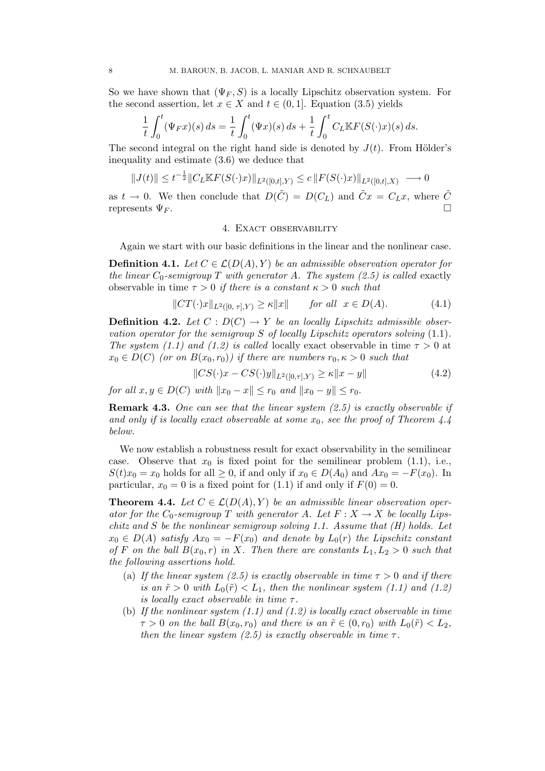So we have shown that $(\Psi_F, S)$ is a locally Lipschitz observation system. For the second assertion, let $x \in X$ and $t \in (0,1]$. Equation (3.5) yields

$$\frac{1}{t}\int_0^t (\Psi_F x)(s)\,ds = \frac{1}{t}\int_0^t (\Psi x)(s)\,ds + \frac{1}{t}\int_0^t C_L \mathbb{K} F(S(\cdot)x)(s)\,ds.$$

The second integral on the right hand side is denoted by $J(t)$. From Hölder's inequality and estimate (3.6) we deduce that

$$\|J(t)\| \le t^{-\frac{1}{2}} \|C_L \mathbb{K} F(S(\cdot)x)\|_{L^2([0,t],Y)} \le c\, \|F(S(\cdot)x)\|_{L^2([0,t],X)} \longrightarrow 0$$

as $t \to 0$. We then conclude that $D(\tilde{C}) = D(C_L)$ and $\tilde{C}x = C_L x$, where $\tilde{C}$ represents $\Psi_F$. $\square$

## 4. Exact observability

Again we start with our basic definitions in the linear and the nonlinear case.

**Definition 4.1.** *Let $C \in \mathcal{L}(D(A), Y)$ be an admissible observation operator for the linear $C_0$-semigroup $T$ with generator $A$. The system (2.5) is called* exactly observable *in time $\tau > 0$ if there is a constant $\kappa > 0$ such that*

$$\|CT(\cdot)x\|_{L^2([0,\,\tau],Y)} \ge \kappa \|x\| \qquad \text{for all } \; x \in D(A). \tag{4.1}$$

**Definition 4.2.** *Let $C : D(C) \to Y$ be an locally Lipschitz admissible observation operator for the semigroup $S$ of locally Lipschitz operators solving* (1.1)*. The system (1.1) and (1.2) is called* locally exact observable *in time $\tau > 0$ at $x_0 \in D(C)$ (or on $B(x_0, r_0)$) if there are numbers $r_0, \kappa > 0$ such that*

$$\|CS(\cdot)x - CS(\cdot)y\|_{L^2([0,\tau],Y)} \ge \kappa \|x - y\| \tag{4.2}$$

*for all $x, y \in D(C)$ with $\|x_0 - x\| \le r_0$ and $\|x_0 - y\| \le r_0$.*

**Remark 4.3.** *One can see that the linear system (2.5) is exactly observable if and only if is locally exact observable at some $x_0$, see the proof of Theorem 4.4 below.*

We now establish a robustness result for exact observability in the semilinear case. Observe that $x_0$ is fixed point for the semilinear problem (1.1), i.e., $S(t)x_0 = x_0$ holds for all $\ge 0$, if and only if $x_0 \in D(A_0)$ and $Ax_0 = -F(x_0)$. In particular, $x_0 = 0$ is a fixed point for (1.1) if and only if $F(0) = 0$.

**Theorem 4.4.** *Let $C \in \mathcal{L}(D(A), Y)$ be an admissible linear observation operator for the $C_0$-semigroup $T$ with generator $A$. Let $F : X \to X$ be locally Lipschitz and $S$ be the nonlinear semigroup solving 1.1. Assume that (H) holds. Let $x_0 \in D(A)$ satisfy $Ax_0 = -F(x_0)$ and denote by $L_0(r)$ the Lipschitz constant of $F$ on the ball $B(x_0, r)$ in $X$. Then there are constants $L_1, L_2 > 0$ such that the following assertions hold.*

- (a) *If the linear system (2.5) is exactly observable in time $\tau > 0$ and if there is an $\tilde{r} > 0$ with $L_0(\tilde{r}) < L_1$, then the nonlinear system (1.1) and (1.2) is locally exact observable in time $\tau$.*
- (b) *If the nonlinear system (1.1) and (1.2) is locally exact observable in time $\tau > 0$ on the ball $B(x_0, r_0)$ and there is an $\tilde{r} \in (0, r_0)$ with $L_0(\tilde{r}) < L_2$, then the linear system (2.5) is exactly observable in time $\tau$.*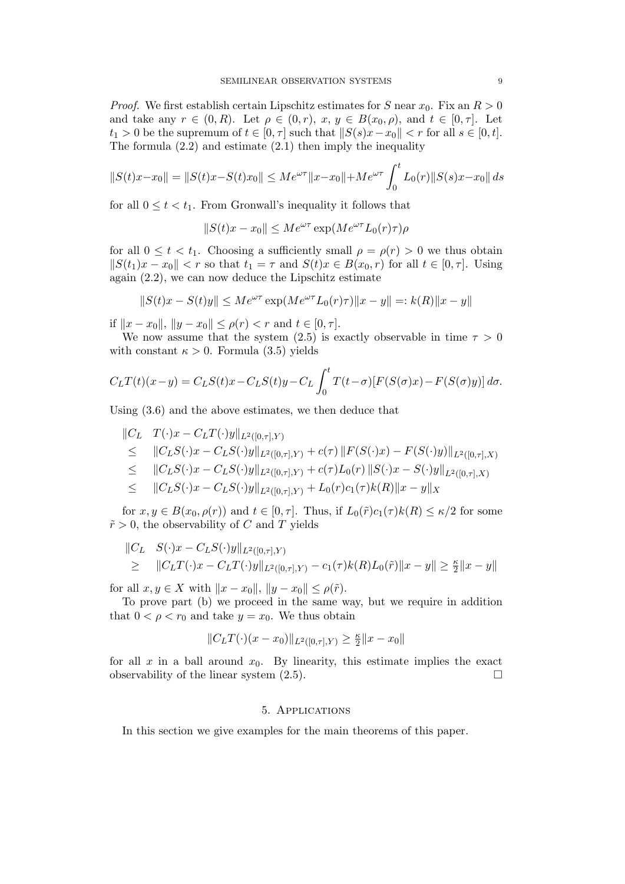*Proof.* We first establish certain Lipschitz estimates for $S$ near $x_0$. Fix an $R > 0$ and take any $r \in (0, R)$. Let $\rho \in (0, r)$, $x$, $y \in B(x_0, \rho)$, and $t \in [0, \tau]$. Let $t_1 > 0$ be the supremum of $t \in [0, \tau]$ such that $\|S(s)x - x_0\| < r$ for all $s \in [0, t]$. The formula (2.2) and estimate (2.1) then imply the inequality

$$\|S(t)x - x_0\| = \|S(t)x - S(t)x_0\| \le Me^{\omega\tau}\|x - x_0\| + Me^{\omega\tau}\int_0^t L_0(r)\|S(s)x - x_0\|\, ds$$

for all $0 \le t < t_1$. From Gronwall's inequality it follows that

$$\|S(t)x - x_0\| \le Me^{\omega\tau}\exp(Me^{\omega\tau}L_0(r)\tau)\rho$$

for all $0 \le t < t_1$. Choosing a sufficiently small $\rho = \rho(r) > 0$ we thus obtain $\|S(t_1)x - x_0\| < r$ so that $t_1 = \tau$ and $S(t)x \in B(x_0, r)$ for all $t \in [0, \tau]$. Using again (2.2), we can now deduce the Lipschitz estimate

$$\|S(t)x - S(t)y\| \le Me^{\omega\tau}\exp(Me^{\omega\tau}L_0(r)\tau)\|x - y\| =: k(R)\|x - y\|$$

if $\|x - x_0\|$, $\|y - x_0\| \le \rho(r) < r$ and $t \in [0, \tau]$.

We now assume that the system (2.5) is exactly observable in time $\tau > 0$ with constant $\kappa > 0$. Formula (3.5) yields

$$C_L T(t)(x - y) = C_L S(t)x - C_L S(t)y - C_L\int_0^t T(t - \sigma)[F(S(\sigma)x) - F(S(\sigma)y)]\, d\sigma.$$

Using (3.6) and the above estimates, we then deduce that

$$\begin{aligned}
&\|C_L \quad T(\cdot)x - C_L T(\cdot)y\|_{L^2([0,\tau],Y)} \\
&\le \quad \|C_L S(\cdot)x - C_L S(\cdot)y\|_{L^2([0,\tau],Y)} + c(\tau)\,\|F(S(\cdot)x) - F(S(\cdot)y)\|_{L^2([0,\tau],X)} \\
&\le \quad \|C_L S(\cdot)x - C_L S(\cdot)y\|_{L^2([0,\tau],Y)} + c(\tau)L_0(r)\,\|S(\cdot)x - S(\cdot)y\|_{L^2([0,\tau],X)} \\
&\le \quad \|C_L S(\cdot)x - C_L S(\cdot)y\|_{L^2([0,\tau],Y)} + L_0(r)c_1(\tau)k(R)\|x - y\|_X
\end{aligned}$$

for $x, y \in B(x_0, \rho(r))$ and $t \in [0, \tau]$. Thus, if $L_0(\tilde{r})c_1(\tau)k(R) \le \kappa/2$ for some $\tilde{r} > 0$, the observability of $C$ and $T$ yields

$$\begin{aligned}
&\|C_L \quad S(\cdot)x - C_L S(\cdot)y\|_{L^2([0,\tau],Y)} \\
&\ge \quad \|C_L T(\cdot)x - C_L T(\cdot)y\|_{L^2([0,\tau],Y)} - c_1(\tau)k(R)L_0(\tilde{r})\|x - y\| \ge \tfrac{\kappa}{2}\|x - y\|
\end{aligned}$$

for all $x, y \in X$ with $\|x - x_0\|$, $\|y - x_0\| \le \rho(\tilde{r})$.

To prove part (b) we proceed in the same way, but we require in addition that $0 < \rho < r_0$ and take $y = x_0$. We thus obtain

$$\|C_L T(\cdot)(x - x_0)\|_{L^2([0,\tau],Y)} \ge \tfrac{\kappa}{2}\|x - x_0\|$$

for all $x$ in a ball around $x_0$. By linearity, this estimate implies the exact observability of the linear system (2.5). $\square$

## 5. Applications

In this section we give examples for the main theorems of this paper.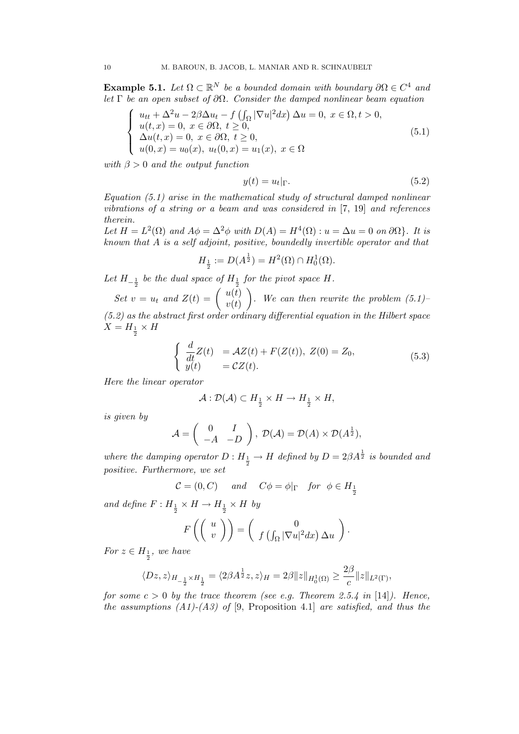**Example 5.1.** *Let $\Omega \subset \mathbb{R}^N$ be a bounded domain with boundary $\partial\Omega \in C^4$ and let $\Gamma$ be an open subset of $\partial\Omega$. Consider the damped nonlinear beam equation*

$$
\begin{cases}
u_{tt} + \Delta^2 u - 2\beta\Delta u_t - f\left(\int_\Omega |\nabla u|^2 dx\right)\Delta u = 0, \ x \in \Omega, t > 0, \\
u(t,x) = 0, \ x \in \partial\Omega, \ t \geq 0, \\
\Delta u(t,x) = 0, \ x \in \partial\Omega, \ t \geq 0, \\
u(0,x) = u_0(x), \ u_t(0,x) = u_1(x), \ x \in \Omega
\end{cases}
\tag{5.1}
$$

*with $\beta > 0$ and the output function*

$$
y(t) = u_t|_\Gamma. \tag{5.2}
$$

*Equation (5.1) arise in the mathematical study of structural damped nonlinear vibrations of a string or a beam and was considered in [7, 19] and references therein.*
*Let $H = L^2(\Omega)$ and $A\phi = \Delta^2\phi$ with $D(A) = H^4(\Omega) : u = \Delta u = 0$ on $\partial\Omega\}$. It is known that $A$ is a self adjoint, positive, boundedly invertible operator and that*

$$
H_{\frac{1}{2}} := D(A^{\frac{1}{2}}) = H^2(\Omega) \cap H_0^1(\Omega).
$$

*Let $H_{-\frac{1}{2}}$ be the dual space of $H_{\frac{1}{2}}$ for the pivot space $H$.*

*Set $v = u_t$ and $Z(t) = \begin{pmatrix} u(t) \\ v(t) \end{pmatrix}$. We can then rewrite the problem (5.1)–(5.2) as the abstract first order ordinary differential equation in the Hilbert space $X = H_{\frac{1}{2}} \times H$*

$$
\begin{cases}
\dfrac{d}{dt}Z(t) &= \mathcal{A}Z(t) + F(Z(t)), \ Z(0) = Z_0, \\
y(t) &= \mathcal{C}Z(t).
\end{cases}
\tag{5.3}
$$

*Here the linear operator*

$$
\mathcal{A} : \mathcal{D}(\mathcal{A}) \subset H_{\frac{1}{2}} \times H \to H_{\frac{1}{2}} \times H,
$$

*is given by*

$$
\mathcal{A} = \begin{pmatrix} 0 & I \\ -A & -D \end{pmatrix}, \ \mathcal{D}(\mathcal{A}) = \mathcal{D}(A) \times \mathcal{D}(A^{\frac{1}{2}}),
$$

*where the damping operator $D : H_{\frac{1}{2}} \to H$ defined by $D = 2\beta A^{\frac{1}{2}}$ is bounded and positive. Furthermore, we set*

$$
\mathcal{C} = (0, C) \quad \text{and} \quad C\phi = \phi|_\Gamma \quad \text{for} \ \ \phi \in H_{\frac{1}{2}}
$$

*and define $F : H_{\frac{1}{2}} \times H \to H_{\frac{1}{2}} \times H$ by*

$$
F\left(\begin{pmatrix} u \\ v \end{pmatrix}\right) = \begin{pmatrix} 0 \\ f\left(\int_\Omega |\nabla u|^2 dx\right)\Delta u \end{pmatrix}.
$$

*For $z \in H_{\frac{1}{2}}$, we have*

$$
\langle Dz, z\rangle_{H_{-\frac{1}{2}} \times H_{\frac{1}{2}}} = \langle 2\beta A^{\frac{1}{2}} z, z\rangle_H = 2\beta\|z\|_{H_0^1(\Omega)} \geq \frac{2\beta}{c}\|z\|_{L^2(\Gamma)},
$$

*for some $c > 0$ by the trace theorem (see e.g. Theorem 2.5.4 in* [14]*). Hence, the assumptions (A1)-(A3) of* [9, Proposition 4.1] *are satisfied, and thus the*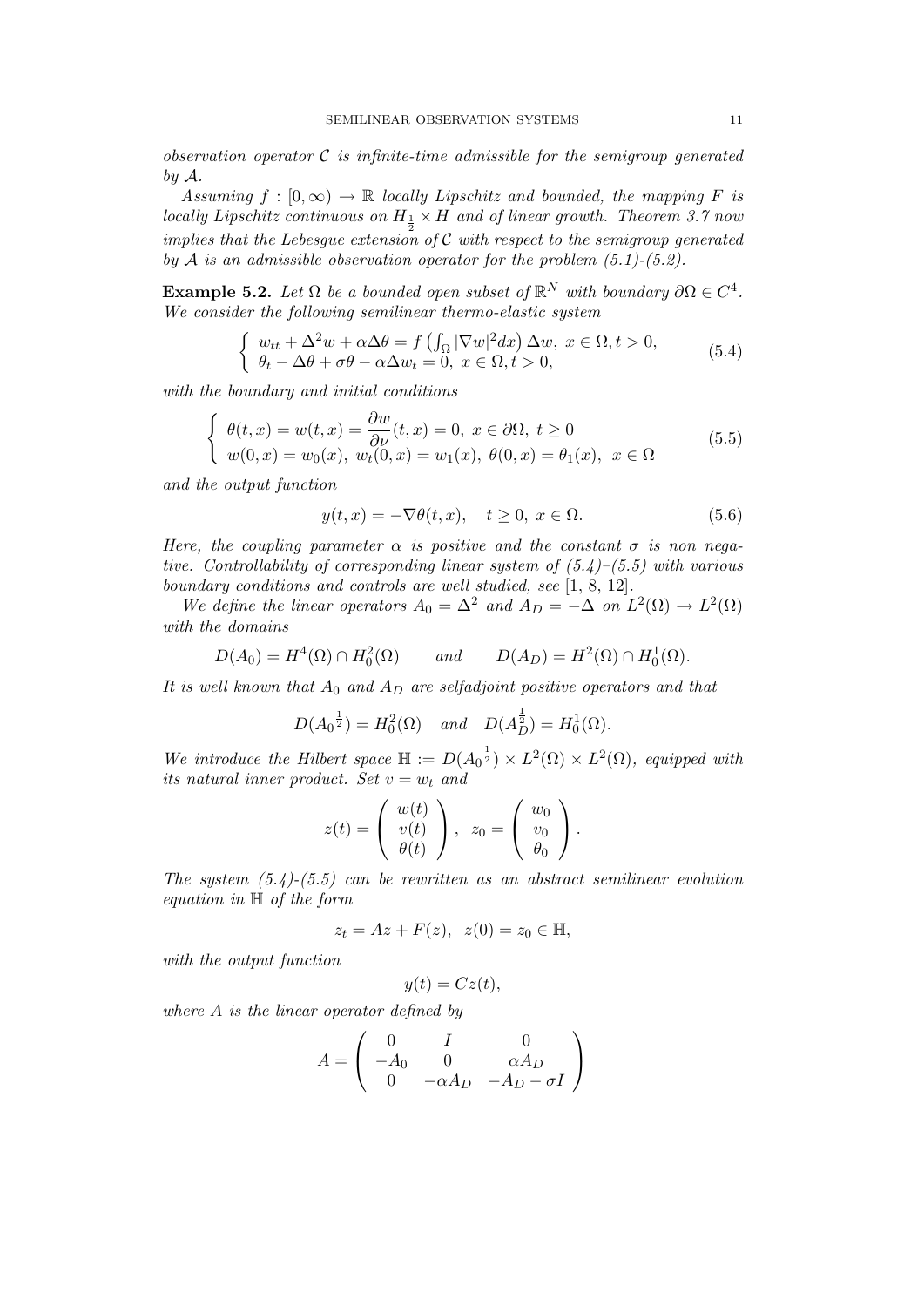*observation operator $\mathcal{C}$ is infinite-time admissible for the semigroup generated by $\mathcal{A}$.*

*Assuming $f : [0, \infty) \to \mathbb{R}$ locally Lipschitz and bounded, the mapping $F$ is locally Lipschitz continuous on $H_{\frac{1}{2}} \times H$ and of linear growth. Theorem 3.7 now implies that the Lebesgue extension of $\mathcal{C}$ with respect to the semigroup generated by $\mathcal{A}$ is an admissible observation operator for the problem (5.1)-(5.2).*

**Example 5.2.** *Let $\Omega$ be a bounded open subset of $\mathbb{R}^N$ with boundary $\partial\Omega \in C^4$. We consider the following semilinear thermo-elastic system*

$$\begin{cases} w_{tt} + \Delta^2 w + \alpha\Delta\theta = f\left(\int_\Omega |\nabla w|^2 dx\right)\Delta w, \ x \in \Omega, t > 0, \\ \theta_t - \Delta\theta + \sigma\theta - \alpha\Delta w_t = 0, \ x \in \Omega, t > 0, \end{cases} \tag{5.4}$$

*with the boundary and initial conditions*

$$\begin{cases} \theta(t,x) = w(t,x) = \dfrac{\partial w}{\partial \nu}(t,x) = 0, \ x \in \partial\Omega, \ t \geq 0 \\ w(0,x) = w_0(x), \ w_t(0,x) = w_1(x), \ \theta(0,x) = \theta_1(x), \ x \in \Omega \end{cases} \tag{5.5}$$

*and the output function*

$$y(t,x) = -\nabla\theta(t,x), \quad t \geq 0, \ x \in \Omega. \tag{5.6}$$

*Here, the coupling parameter $\alpha$ is positive and the constant $\sigma$ is non negative. Controllability of corresponding linear system of (5.4)–(5.5) with various boundary conditions and controls are well studied, see* [1, 8, 12].

*We define the linear operators $A_0 = \Delta^2$ and $A_D = -\Delta$ on $L^2(\Omega) \to L^2(\Omega)$ with the domains*

$$D(A_0) = H^4(\Omega) \cap H_0^2(\Omega) \qquad \text{and} \qquad D(A_D) = H^2(\Omega) \cap H_0^1(\Omega).$$

*It is well known that $A_0$ and $A_D$ are selfadjoint positive operators and that*

$$D({A_0}^{\frac{1}{2}}) = H_0^2(\Omega) \quad \text{and} \quad D(A_D^{\frac{1}{2}}) = H_0^1(\Omega).$$

*We introduce the Hilbert space $\mathbb{H} := D({A_0}^{\frac{1}{2}}) \times L^2(\Omega) \times L^2(\Omega)$, equipped with its natural inner product. Set $v = w_t$ and*

$$z(t) = \begin{pmatrix} w(t) \\ v(t) \\ \theta(t) \end{pmatrix}, \quad z_0 = \begin{pmatrix} w_0 \\ v_0 \\ \theta_0 \end{pmatrix}.$$

*The system (5.4)-(5.5) can be rewritten as an abstract semilinear evolution equation in $\mathbb{H}$ of the form*

$$z_t = Az + F(z), \quad z(0) = z_0 \in \mathbb{H},$$

*with the output function*

$$y(t) = Cz(t),$$

*where $A$ is the linear operator defined by*

$$A = \begin{pmatrix} 0 & I & 0 \\ -A_0 & 0 & \alpha A_D \\ 0 & -\alpha A_D & -A_D - \sigma I \end{pmatrix}$$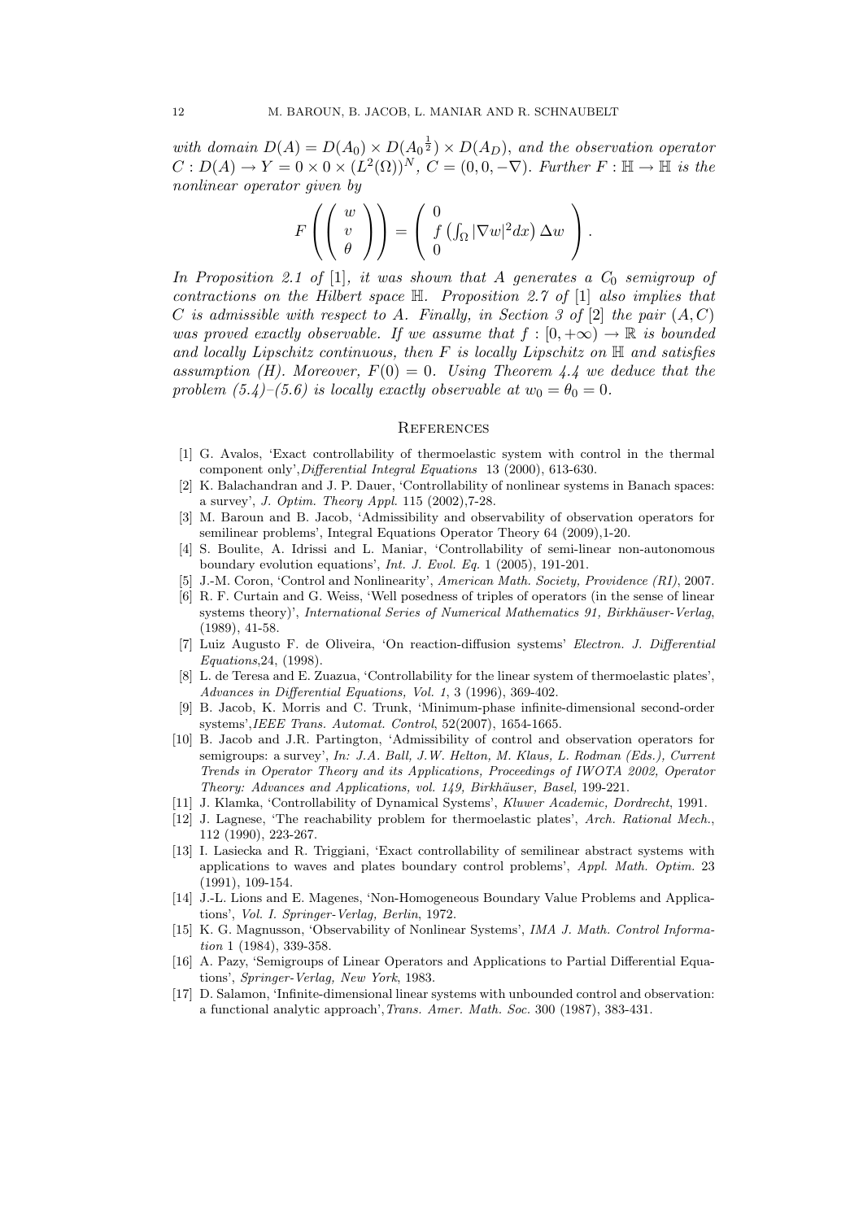*with domain $D(A) = D(A_0) \times D(A_0{}^{\frac{1}{2}}) \times D(A_D)$, and the observation operator $C : D(A) \to Y = 0 \times 0 \times (L^2(\Omega))^N$, $C = (0, 0, -\nabla)$. Further $F : \mathbb{H} \to \mathbb{H}$ is the nonlinear operator given by*

$$F\left(\begin{pmatrix} w \\ v \\ \theta \end{pmatrix}\right) = \begin{pmatrix} 0 \\ f\left(\int_\Omega |\nabla w|^2 dx\right) \Delta w \\ 0 \end{pmatrix}.$$

*In Proposition 2.1 of* [1]*, it was shown that $A$ generates a $C_0$ semigroup of contractions on the Hilbert space $\mathbb{H}$. Proposition 2.7 of* [1] *also implies that $C$ is admissible with respect to $A$. Finally, in Section 3 of* [2] *the pair $(A, C)$ was proved exactly observable. If we assume that $f : [0, +\infty) \to \mathbb{R}$ is bounded and locally Lipschitz continuous, then $F$ is locally Lipschitz on $\mathbb{H}$ and satisfies assumption (H). Moreover, $F(0) = 0$. Using Theorem 4.4 we deduce that the problem (5.4)–(5.6) is locally exactly observable at $w_0 = \theta_0 = 0$.*

## References

[1] G. Avalos, 'Exact controllability of thermoelastic system with control in the thermal component only', *Differential Integral Equations* 13 (2000), 613-630.

[2] K. Balachandran and J. P. Dauer, 'Controllability of nonlinear systems in Banach spaces: a survey', *J. Optim. Theory Appl.* 115 (2002),7-28.

[3] M. Baroun and B. Jacob, 'Admissibility and observability of observation operators for semilinear problems', Integral Equations Operator Theory 64 (2009),1-20.

[4] S. Boulite, A. Idrissi and L. Maniar, 'Controllability of semi-linear non-autonomous boundary evolution equations', *Int. J. Evol. Eq.* 1 (2005), 191-201.

[5] J.-M. Coron, 'Control and Nonlinearity', *American Math. Society, Providence (RI)*, 2007.

[6] R. F. Curtain and G. Weiss, 'Well posedness of triples of operators (in the sense of linear systems theory)', *International Series of Numerical Mathematics 91, Birkhäuser-Verlag*, (1989), 41-58.

[7] Luiz Augusto F. de Oliveira, 'On reaction-diffusion systems' *Electron. J. Differential Equations*,24, (1998).

[8] L. de Teresa and E. Zuazua, 'Controllability for the linear system of thermoelastic plates', *Advances in Differential Equations, Vol. 1*, 3 (1996), 369-402.

[9] B. Jacob, K. Morris and C. Trunk, 'Minimum-phase infinite-dimensional second-order systems', *IEEE Trans. Automat. Control*, 52(2007), 1654-1665.

[10] B. Jacob and J.R. Partington, 'Admissibility of control and observation operators for semigroups: a survey', *In: J.A. Ball, J.W. Helton, M. Klaus, L. Rodman (Eds.), Current Trends in Operator Theory and its Applications, Proceedings of IWOTA 2002, Operator Theory: Advances and Applications, vol. 149, Birkhäuser, Basel*, 199-221.

[11] J. Klamka, 'Controllability of Dynamical Systems', *Kluwer Academic, Dordrecht*, 1991.

[12] J. Lagnese, 'The reachability problem for thermoelastic plates', *Arch. Rational Mech.*, 112 (1990), 223-267.

[13] I. Lasiecka and R. Triggiani, 'Exact controllability of semilinear abstract systems with applications to waves and plates boundary control problems', *Appl. Math. Optim.* 23 (1991), 109-154.

[14] J.-L. Lions and E. Magenes, 'Non-Homogeneous Boundary Value Problems and Applications', *Vol. I. Springer-Verlag, Berlin*, 1972.

[15] K. G. Magnusson, 'Observability of Nonlinear Systems', *IMA J. Math. Control Information* 1 (1984), 339-358.

[16] A. Pazy, 'Semigroups of Linear Operators and Applications to Partial Differential Equations', *Springer-Verlag, New York*, 1983.

[17] D. Salamon, 'Infinite-dimensional linear systems with unbounded control and observation: a functional analytic approach', *Trans. Amer. Math. Soc.* 300 (1987), 383-431.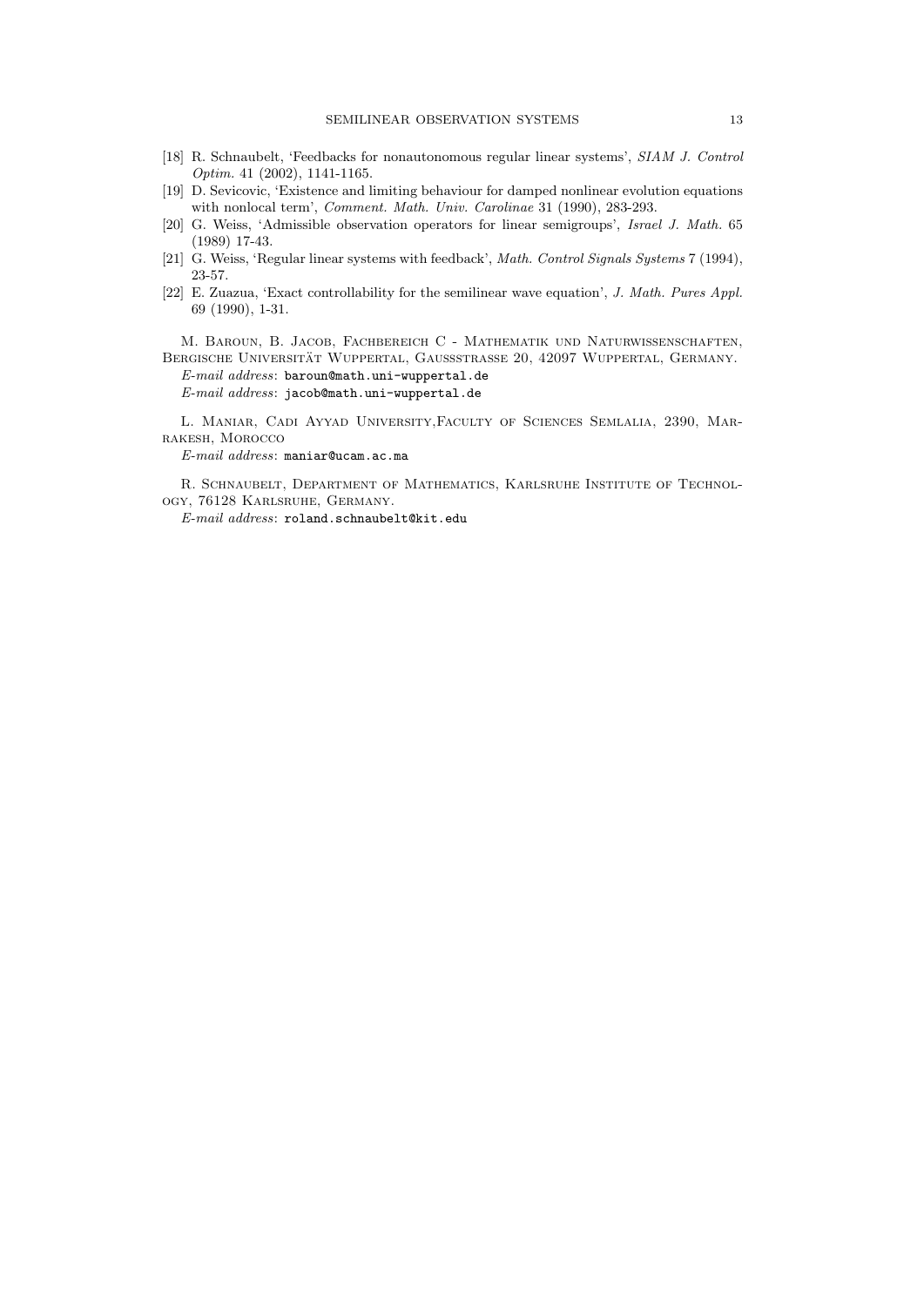[18] R. Schnaubelt, 'Feedbacks for nonautonomous regular linear systems', *SIAM J. Control Optim.* 41 (2002), 1141-1165.

[19] D. Sevicovic, 'Existence and limiting behaviour for damped nonlinear evolution equations with nonlocal term', *Comment. Math. Univ. Carolinae* 31 (1990), 283-293.

[20] G. Weiss, 'Admissible observation operators for linear semigroups', *Israel J. Math.* 65 (1989) 17-43.

[21] G. Weiss, 'Regular linear systems with feedback', *Math. Control Signals Systems* 7 (1994), 23-57.

[22] E. Zuazua, 'Exact controllability for the semilinear wave equation', *J. Math. Pures Appl.* 69 (1990), 1-31.

M. Baroun, B. Jacob, Fachbereich C - Mathematik und Naturwissenschaften, Bergische Universität Wuppertal, Gaussstrasse 20, 42097 Wuppertal, Germany.

*E-mail address*: baroun@math.uni-wuppertal.de

*E-mail address*: jacob@math.uni-wuppertal.de

L. Maniar, Cadi Ayyad University,Faculty of Sciences Semlalia, 2390, Marrakesh, Morocco

*E-mail address*: maniar@ucam.ac.ma

R. Schnaubelt, Department of Mathematics, Karlsruhe Institute of Technology, 76128 Karlsruhe, Germany.

*E-mail address*: roland.schnaubelt@kit.edu